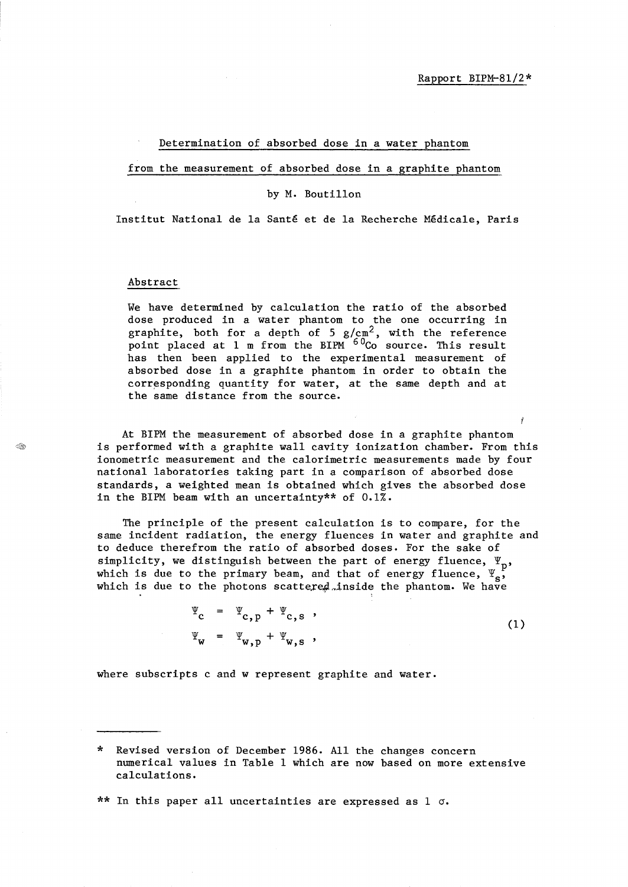Rapport BIPM-81/2*

# Determination of absorbed dose in a water phantom from the measurement of absorbed dose in a graphite phantom

by M. Boutillon

Institut National de la Santé et de la Recherche Médicale, Paris

## Abstract

We have determined by calculation the ratio of the absorbed dose produced in a water phantom to the one occurring in graphite, both for a depth of 5 g/cm$^2$, with the reference point placed at 1 m from the BIPM $^{60}$Co source. This result has then been applied to the experimental measurement of absorbed dose in a graphite phantom in order to obtain the corresponding quantity for water, at the same depth and at the same distance from the source.

At BIPM the measurement of absorbed dose in a graphite phantom is performed with a graphite wall cavity ionization chamber. From this ionometric measurement and the calorimetric measurements made by four national laboratories taking part in a comparison of absorbed dose standards, a weighted mean is obtained which gives the absorbed dose in the BIPM beam with an uncertainty** of 0.1%.

The principle of the present calculation is to compare, for the same incident radiation, the energy fluences in water and graphite and to deduce therefrom the ratio of absorbed doses. For the sake of simplicity, we distinguish between the part of energy fluence, $\Psi_p$, which is due to the primary beam, and that of energy fluence, $\Psi_s$, which is due to the photons scattered inside the phantom. We have

$$
\begin{aligned}
\Psi_c &= \Psi_{c,p} + \Psi_{c,s} , \\
\Psi_w &= \Psi_{w,p} + \Psi_{w,s} ,
\end{aligned}
\tag{1}
$$

where subscripts c and w represent graphite and water.

---

\* Revised version of December 1986. All the changes concern numerical values in Table 1 which are now based on more extensive calculations.

\*\* In this paper all uncertainties are expressed as 1 $\sigma$.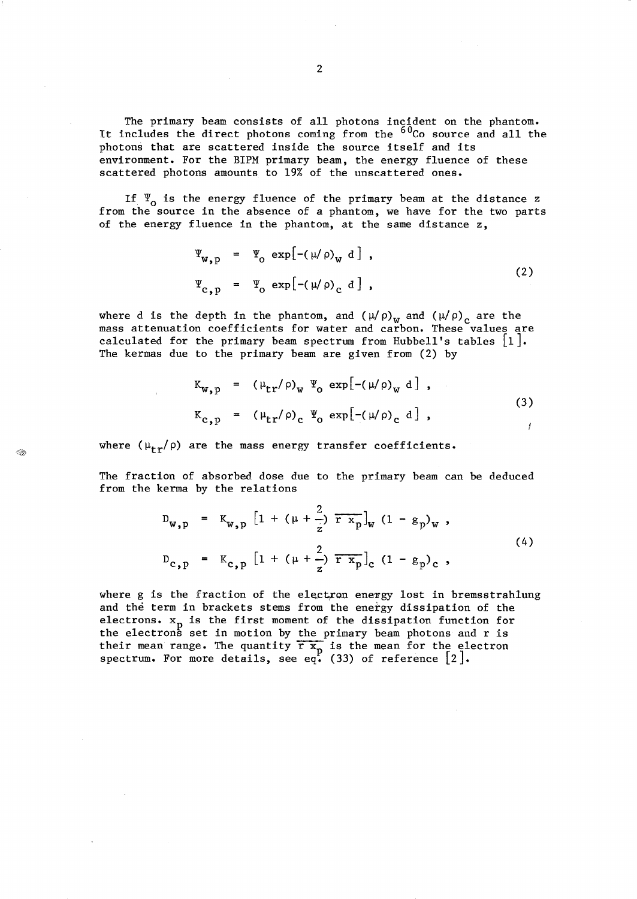The primary beam consists of all photons incident on the phantom. It includes the direct photons coming from the $^{60}Co$ source and all the photons that are scattered inside the source itself and its environment. For the BIPM primary beam, the energy fluence of these scattered photons amounts to 19% of the unscattered ones.

If $\Psi_o$ is the energy fluence of the primary beam at the distance z from the source in the absence of a phantom, we have for the two parts of the energy fluence in the phantom, at the same distance z,

$$
\begin{aligned}
\Psi_{w,p} &= \Psi_o \exp[-(\mu/\rho)_w \, d] , \\
\Psi_{c,p} &= \Psi_o \exp[-(\mu/\rho)_c \, d] ,
\end{aligned}
\tag{2}
$$

where d is the depth in the phantom, and $(\mu/\rho)_w$ and $(\mu/\rho)_c$ are the mass attenuation coefficients for water and carbon. These values are calculated for the primary beam spectrum from Hubbell's tables [1]. The kermas due to the primary beam are given from (2) by

$$
\begin{aligned}
K_{w,p} &= (\mu_{tr}/\rho)_w \, \Psi_o \exp[-(\mu/\rho)_w \, d] , \\
K_{c,p} &= (\mu_{tr}/\rho)_c \, \Psi_o \exp[-(\mu/\rho)_c \, d] ,
\end{aligned}
\tag{3}
$$

where $(\mu_{tr}/\rho)$ are the mass energy transfer coefficients.

The fraction of absorbed dose due to the primary beam can be deduced from the kerma by the relations

$$
\begin{aligned}
D_{w,p} &= K_{w,p} \left[1 + (\mu + \frac{2}{z}) \, \overline{r \, x_p}\right]_w (1 - g_p)_w , \\
D_{c,p} &= K_{c,p} \left[1 + (\mu + \frac{2}{z}) \, \overline{r \, x_p}\right]_c (1 - g_p)_c ,
\end{aligned}
\tag{4}
$$

where g is the fraction of the electron energy lost in bremsstrahlung and the term in brackets stems from the energy dissipation of the electrons. $x_p$ is the first moment of the dissipation function for the electrons set in motion by the primary beam photons and r is their mean range. The quantity $\overline{r \, x_p}$ is the mean for the electron spectrum. For more details, see eq. (33) of reference [2].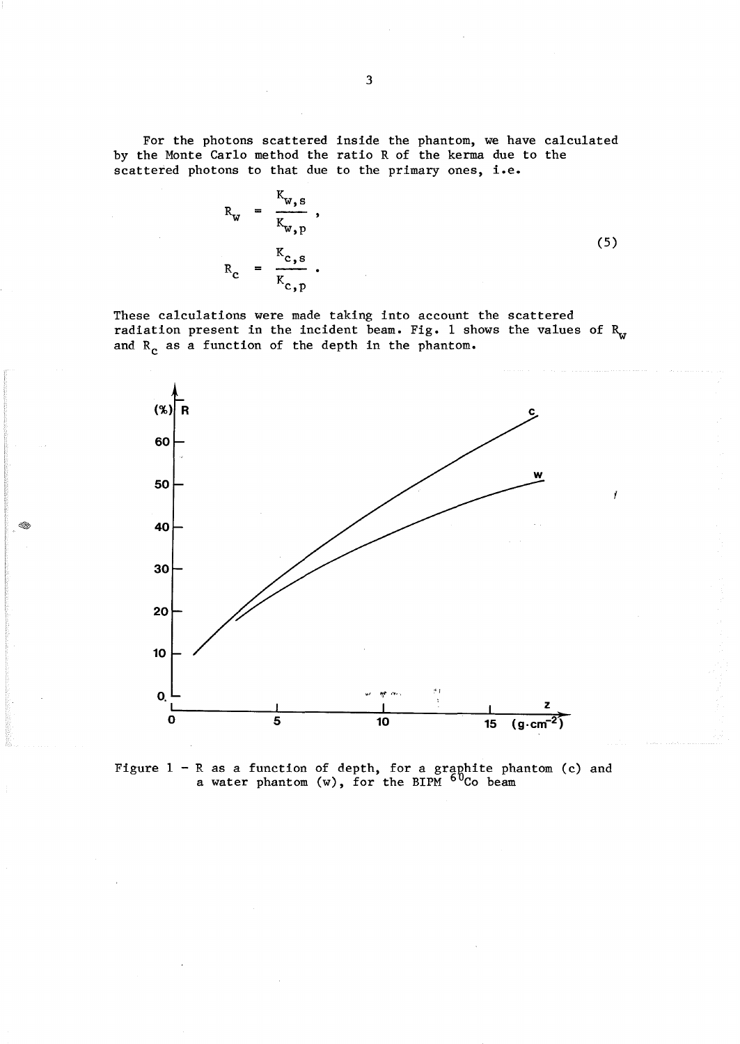For the photons scattered inside the phantom, we have calculated by the Monte Carlo method the ratio R of the kerma due to the scattered photons to that due to the primary ones, i.e.

$$R_w = \frac{K_{w,s}}{K_{w,p}} ,$$
$$R_c = \frac{K_{c,s}}{K_{c,p}} . \tag{5}$$

These calculations were made taking into account the scattered radiation present in the incident beam. Fig. 1 shows the values of $R_w$ and $R_c$ as a function of the depth in the phantom.

Figure 1 – R as a function of depth, for a graphite phantom (c) and a water phantom (w), for the BIPM $^{60}$Co beam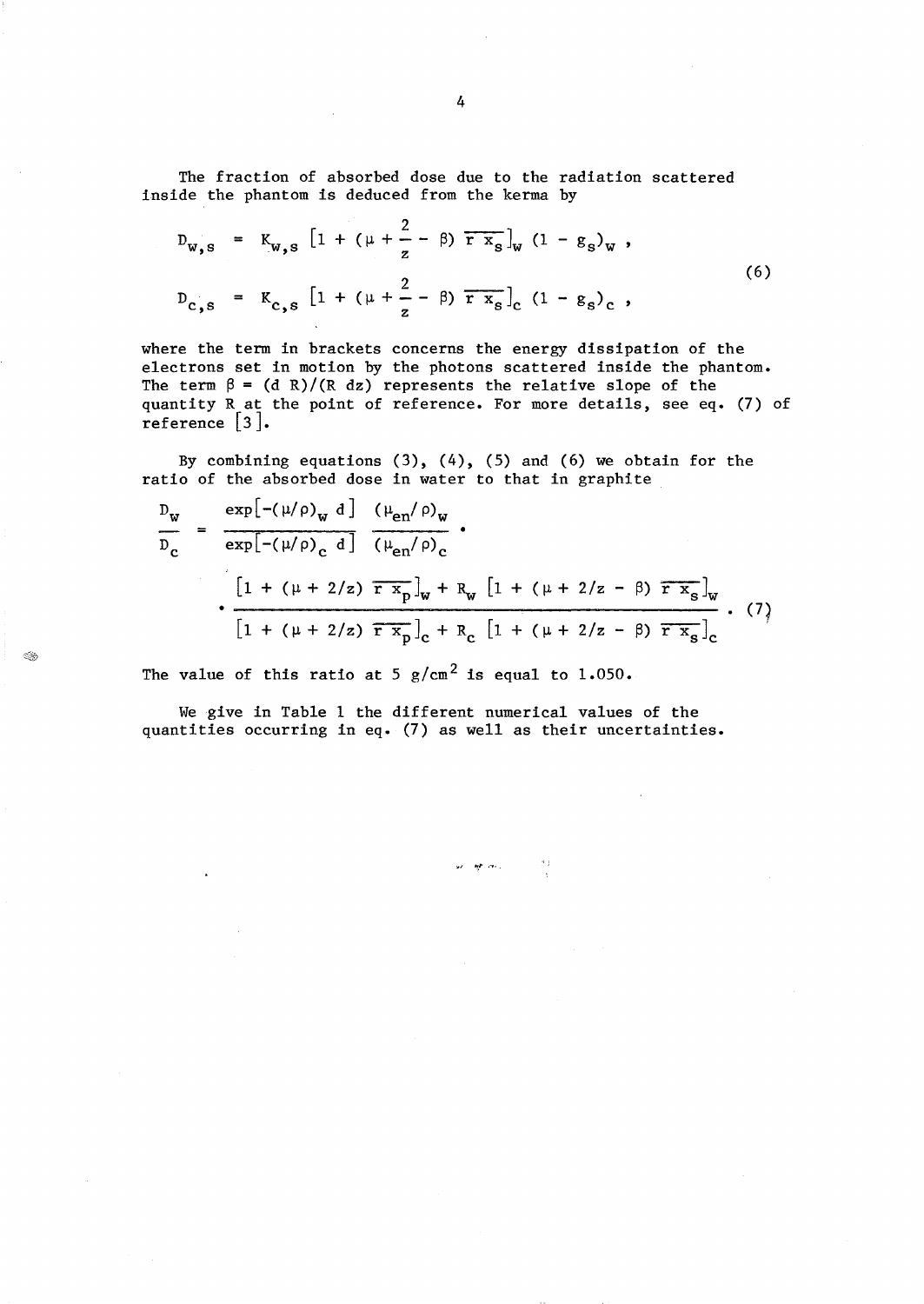The fraction of absorbed dose due to the radiation scattered inside the phantom is deduced from the kerma by

$$
\begin{aligned}
D_{w,s} &= K_{w,s}\ \left[1 + (\mu + \frac{2}{z} - \beta)\ \overline{r\ x_s}\right]_w\ (1 - g_s)_w\ , \\
D_{c,s} &= K_{c,s}\ \left[1 + (\mu + \frac{2}{z} - \beta)\ \overline{r\ x_s}\right]_c\ (1 - g_s)_c\ ,
\end{aligned}
\tag{6}
$$

where the term in brackets concerns the energy dissipation of the electrons set in motion by the photons scattered inside the phantom. The term $\beta = (d\ R)/(R\ dz)$ represents the relative slope of the quantity R at the point of reference. For more details, see eq. (7) of reference [3].

By combining equations (3), (4), (5) and (6) we obtain for the ratio of the absorbed dose in water to that in graphite

$$
\frac{D_w}{D_c} = \frac{\exp[-(\mu/\rho)_w\ d]}{\exp[-(\mu/\rho)_c\ d]}\ \frac{(\mu_{en}/\rho)_w}{(\mu_{en}/\rho)_c}\ \cdot
\frac{\left[1 + (\mu + 2/z)\ \overline{r\ x_p}\right]_w + R_w\ \left[1 + (\mu + 2/z - \beta)\ \overline{r\ x_s}\right]_w}{\left[1 + (\mu + 2/z)\ \overline{r\ x_p}\right]_c + R_c\ \left[1 + (\mu + 2/z - \beta)\ \overline{r\ x_s}\right]_c}\ . \tag{7}
$$

The value of this ratio at 5 $g/cm^2$ is equal to 1.050.

We give in Table 1 the different numerical values of the quantities occurring in eq. (7) as well as their uncertainties.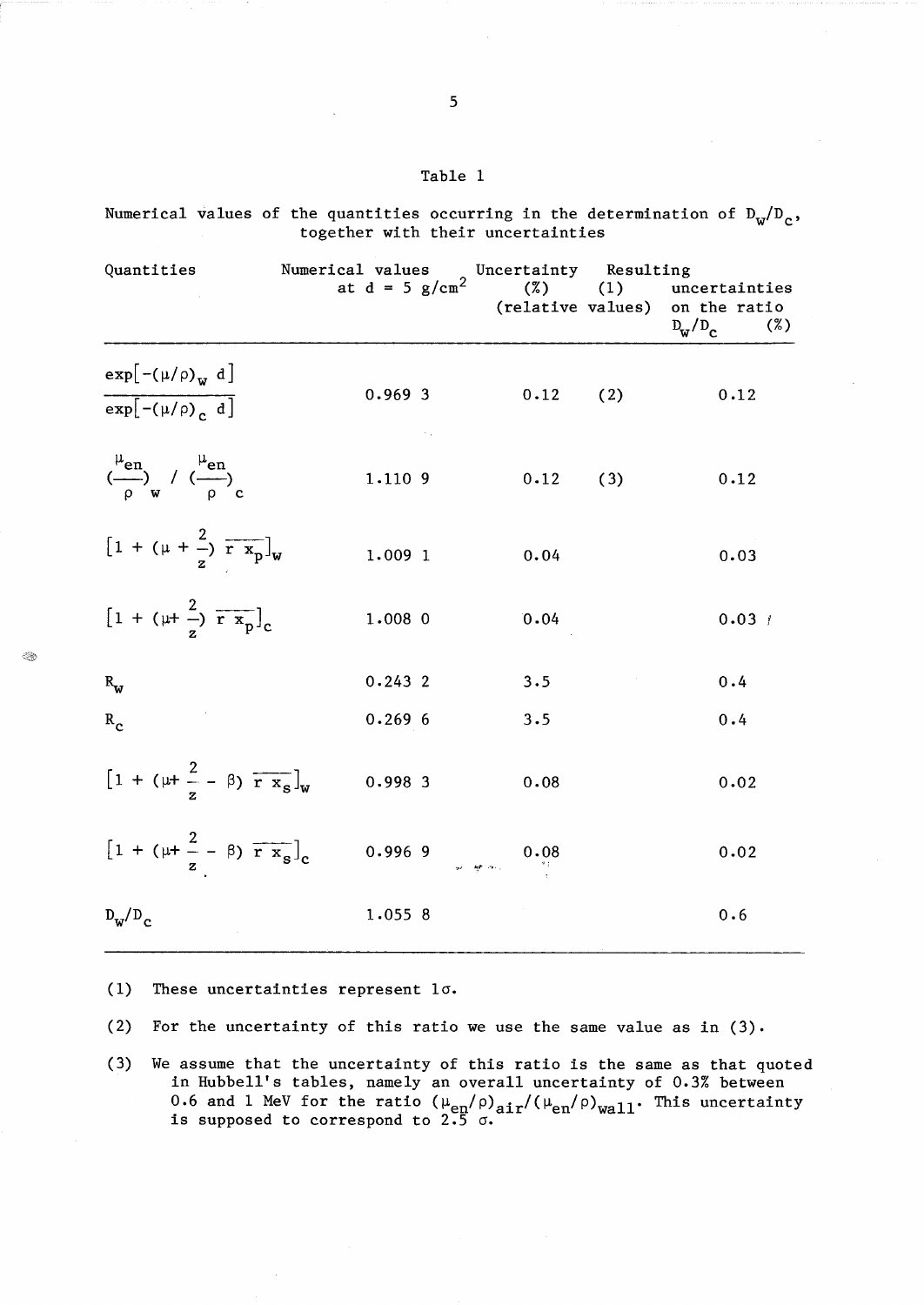Table 1

Numerical values of the quantities occurring in the determination of $D_w/D_c$, together with their uncertainties

| Quantities | Numerical values at $d = 5\ g/cm^2$ | Uncertainty (%) (1) (relative values) | Resulting uncertainties on the ratio $D_w/D_c$ (%) |
|---|---|---|---|
| $\frac{\exp[-(\mu/\rho)_w\ d]}{\exp[-(\mu/\rho)_c\ d]}$ | 0.969 3 | 0.12 (2) | 0.12 |
| $(\frac{\mu_{en}}{\rho})_w\ /\ (\frac{\mu_{en}}{\rho})_c$ | 1.110 9 | 0.12 (3) | 0.12 |
| $[1 + (\mu + \frac{2}{z})\ \overline{r\ x_p}]_w$ | 1.009 1 | 0.04 | 0.03 |
| $[1 + (\mu + \frac{2}{z})\ \overline{r\ x_p}]_c$ | 1.008 0 | 0.04 | 0.03 |
| $R_w$ | 0.243 2 | 3.5 | 0.4 |
| $R_c$ | 0.269 6 | 3.5 | 0.4 |
| $[1 + (\mu + \frac{2}{z} - \beta)\ \overline{r\ x_s}]_w$ | 0.998 3 | 0.08 | 0.02 |
| $[1 + (\mu + \frac{2}{z} - \beta)\ \overline{r\ x_s}]_c$ | 0.996 9 | 0.08 | 0.02 |
| $D_w/D_c$ | 1.055 8 | | 0.6 |

(1) These uncertainties represent $1\sigma$.

(2) For the uncertainty of this ratio we use the same value as in (3).

(3) We assume that the uncertainty of this ratio is the same as that quoted in Hubbell's tables, namely an overall uncertainty of 0.3% between 0.6 and 1 MeV for the ratio $(\mu_{en}/\rho)_{air}/(\mu_{en}/\rho)_{wall}$. This uncertainty is supposed to correspond to $2.5\ \sigma$.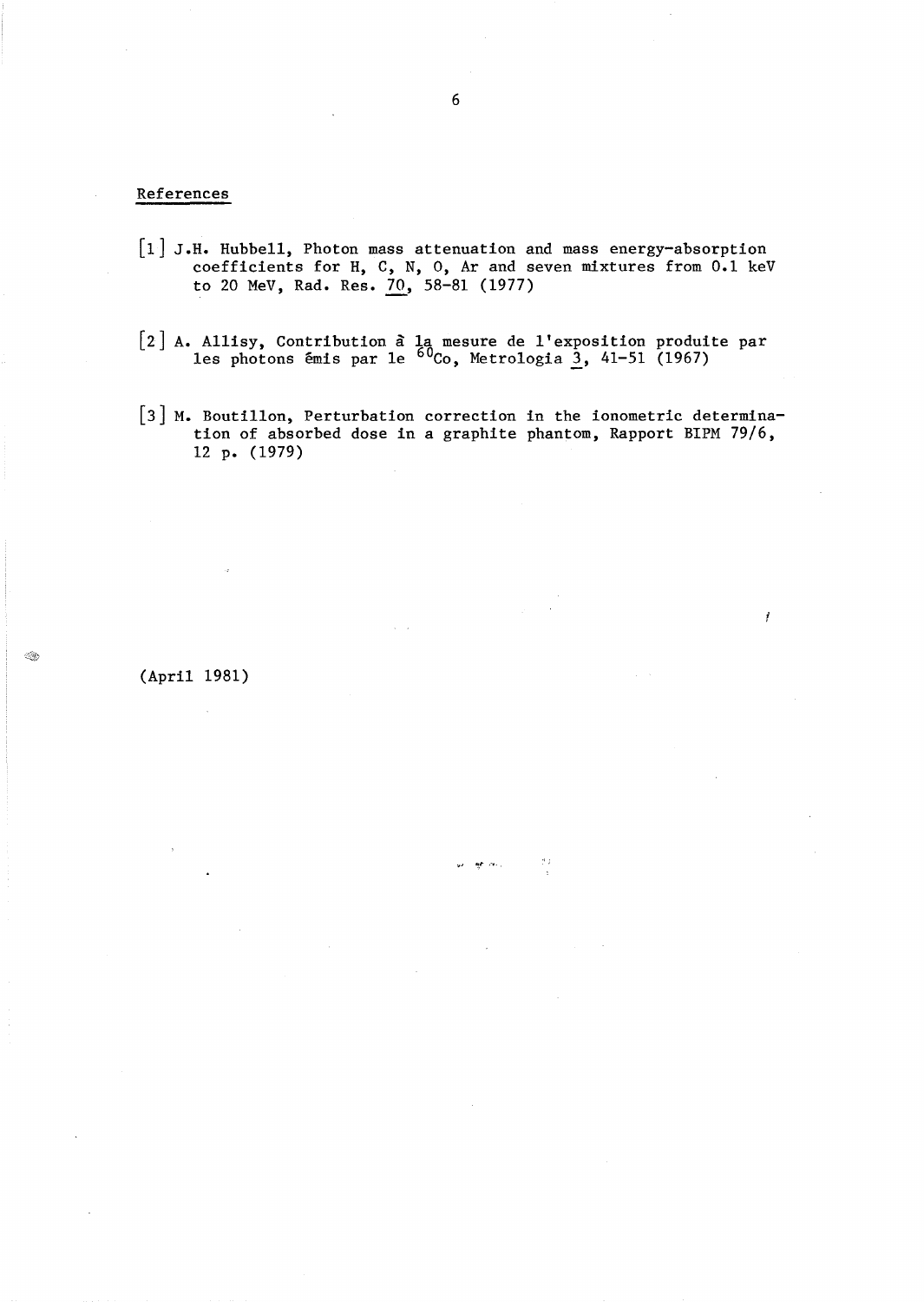## References

[1] J.H. Hubbell, Photon mass attenuation and mass energy-absorption coefficients for H, C, N, O, Ar and seven mixtures from 0.1 keV to 20 MeV, Rad. Res. 70, 58-81 (1977)

[2] A. Allisy, Contribution à la mesure de l'exposition produite par les photons émis par le $^{60}Co$, Metrologia 3, 41-51 (1967)

[3] M. Boutillon, Perturbation correction in the ionometric determination of absorbed dose in a graphite phantom, Rapport BIPM 79/6, 12 p. (1979)

(April 1981)